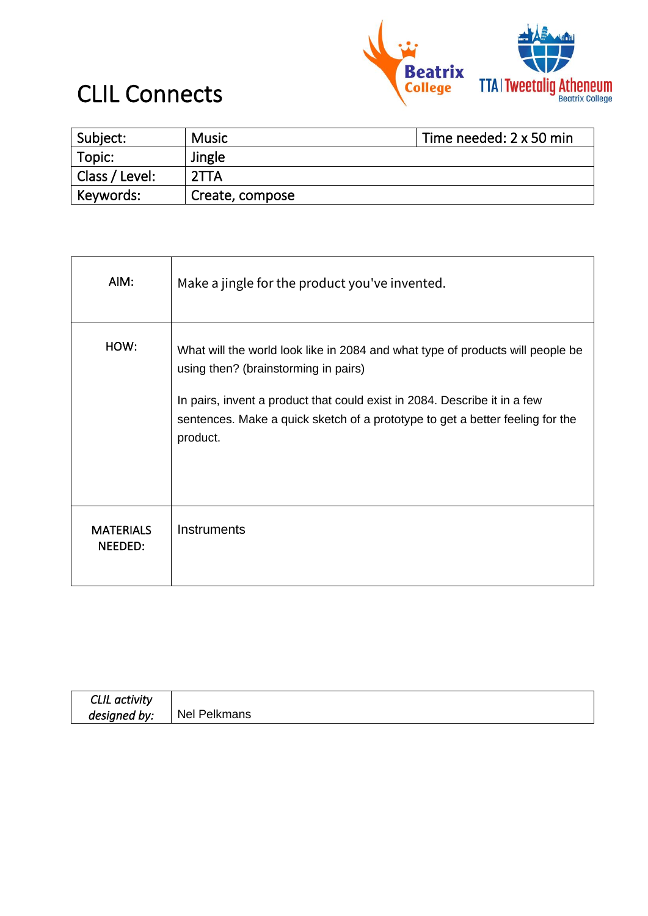# CLIL Connects

| Subject: | Music | Time needed: 2 x 50 min |
|---|---|---|
| Topic: | Jingle | |
| Class / Level: | 2TTA | |
| Keywords: | Create, compose | |

| | |
|---|---|
| AIM: | Make a jingle for the product you've invented. |
| HOW: | What will the world look like in 2084 and what type of products will people be using then? (brainstorming in pairs)<br><br>In pairs, invent a product that could exist in 2084. Describe it in a few sentences. Make a quick sketch of a prototype to get a better feeling for the product. |
| MATERIALS NEEDED: | Instruments |

| | |
|---|---|
| *CLIL activity designed by:* | Nel Pelkmans |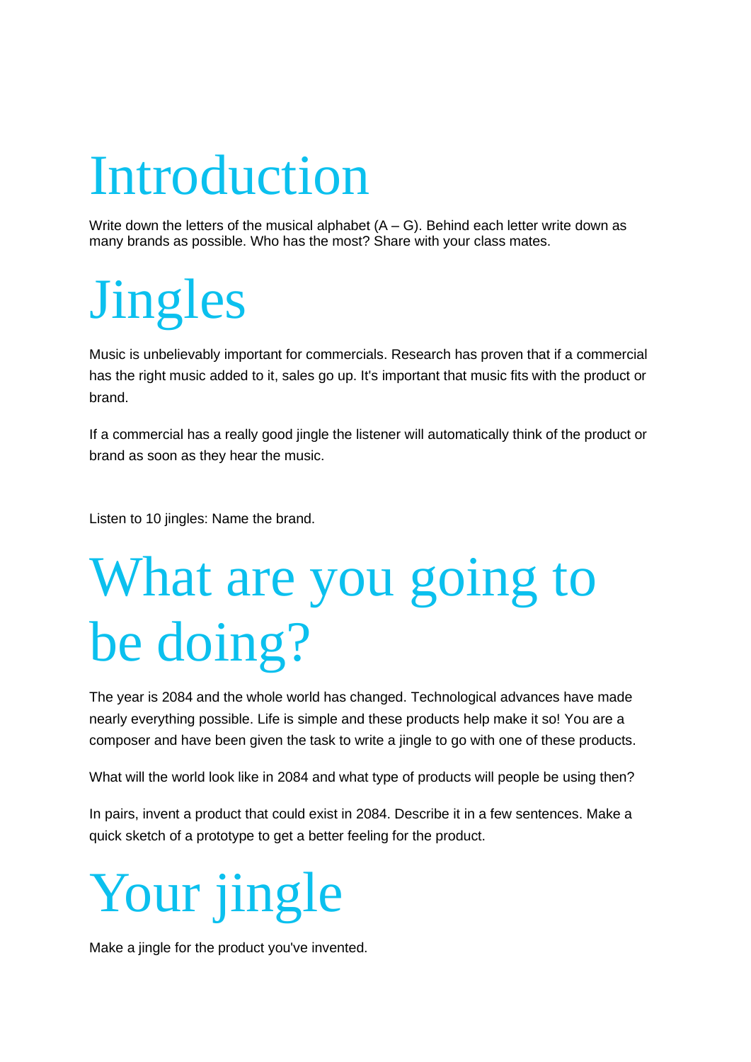# Introduction

Write down the letters of the musical alphabet (A – G). Behind each letter write down as many brands as possible. Who has the most? Share with your class mates.

# Jingles

Music is unbelievably important for commercials. Research has proven that if a commercial has the right music added to it, sales go up. It's important that music fits with the product or brand.

If a commercial has a really good jingle the listener will automatically think of the product or brand as soon as they hear the music.

Listen to 10 jingles: Name the brand.

# What are you going to be doing?

The year is 2084 and the whole world has changed. Technological advances have made nearly everything possible. Life is simple and these products help make it so! You are a composer and have been given the task to write a jingle to go with one of these products.

What will the world look like in 2084 and what type of products will people be using then?

In pairs, invent a product that could exist in 2084. Describe it in a few sentences. Make a quick sketch of a prototype to get a better feeling for the product.

# Your jingle

Make a jingle for the product you've invented.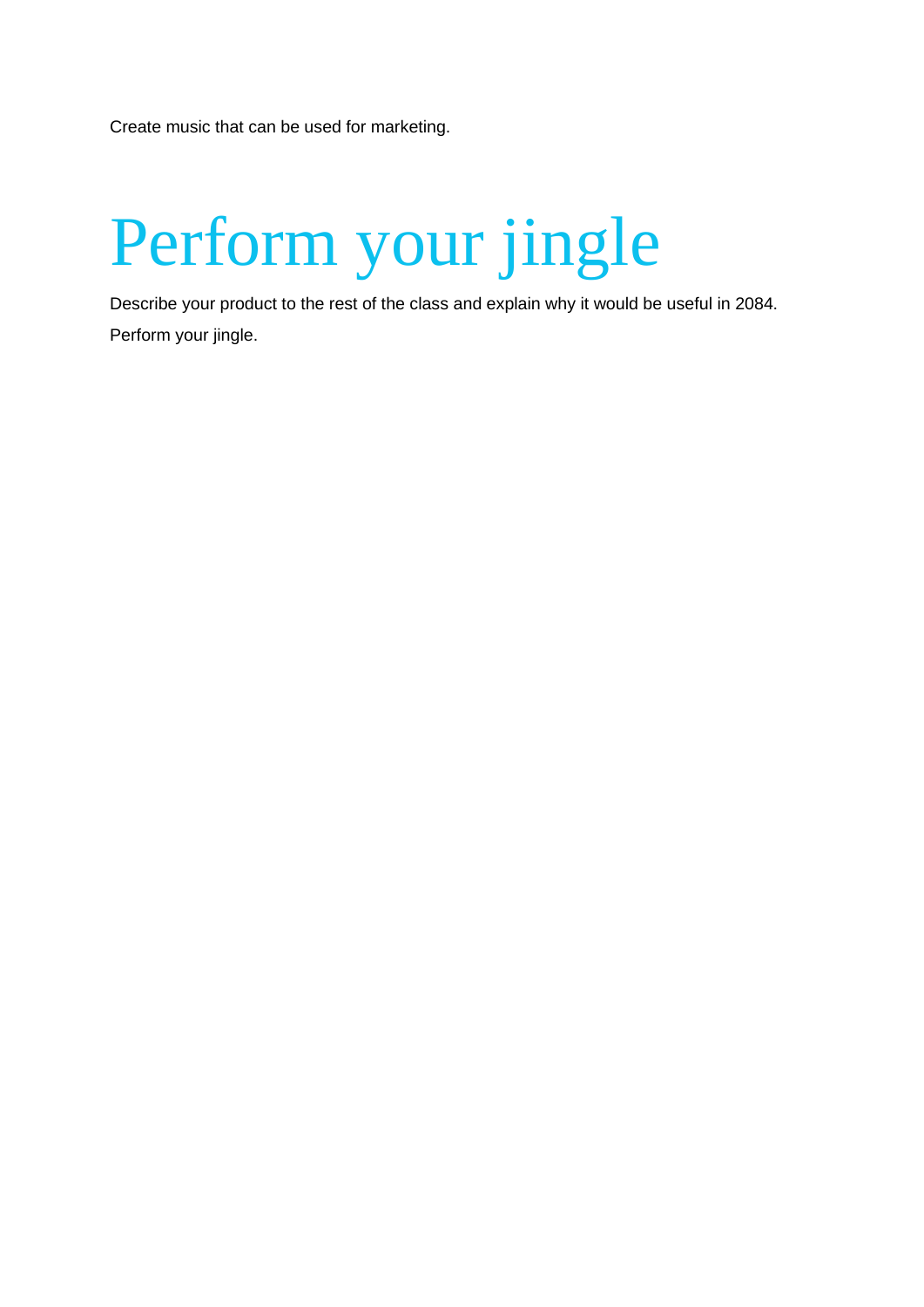Create music that can be used for marketing.

# Perform your jingle

Describe your product to the rest of the class and explain why it would be useful in 2084.

Perform your jingle.